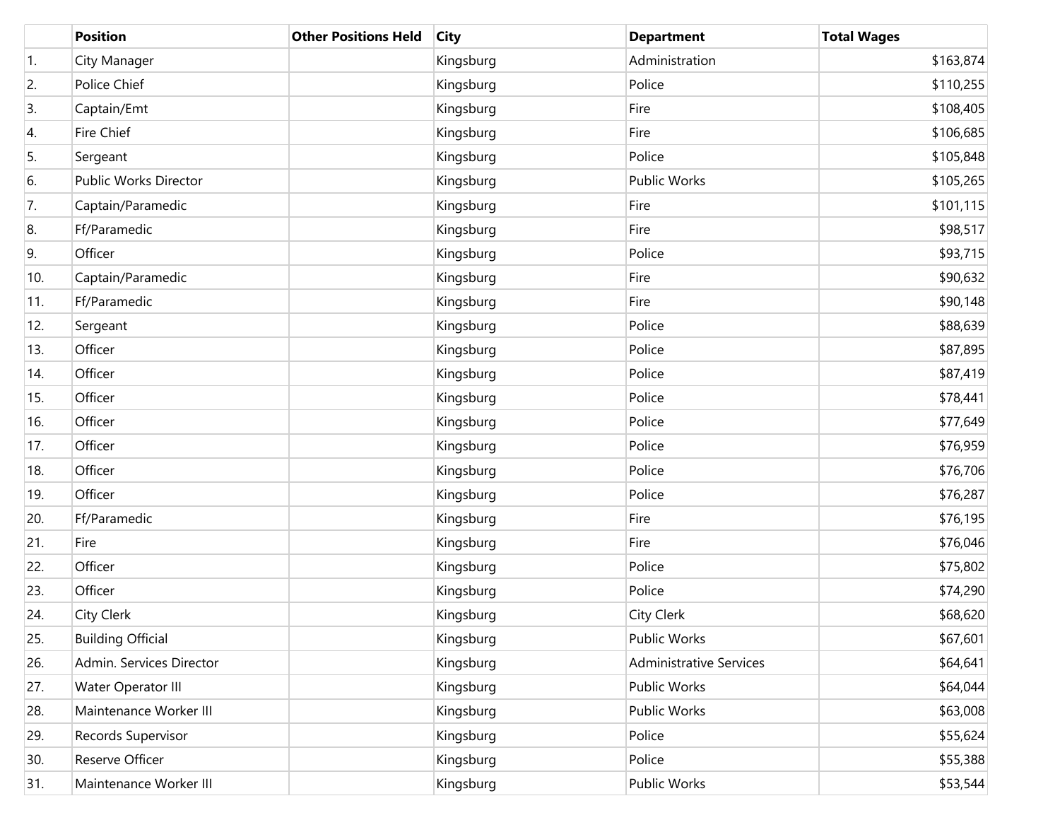| | Position | Other Positions Held | City | Department | Total Wages |
|---|---|---|---|---|---|
| 1. | City Manager | | Kingsburg | Administration | $163,874 |
| 2. | Police Chief | | Kingsburg | Police | $110,255 |
| 3. | Captain/Emt | | Kingsburg | Fire | $108,405 |
| 4. | Fire Chief | | Kingsburg | Fire | $106,685 |
| 5. | Sergeant | | Kingsburg | Police | $105,848 |
| 6. | Public Works Director | | Kingsburg | Public Works | $105,265 |
| 7. | Captain/Paramedic | | Kingsburg | Fire | $101,115 |
| 8. | Ff/Paramedic | | Kingsburg | Fire | $98,517 |
| 9. | Officer | | Kingsburg | Police | $93,715 |
| 10. | Captain/Paramedic | | Kingsburg | Fire | $90,632 |
| 11. | Ff/Paramedic | | Kingsburg | Fire | $90,148 |
| 12. | Sergeant | | Kingsburg | Police | $88,639 |
| 13. | Officer | | Kingsburg | Police | $87,895 |
| 14. | Officer | | Kingsburg | Police | $87,419 |
| 15. | Officer | | Kingsburg | Police | $78,441 |
| 16. | Officer | | Kingsburg | Police | $77,649 |
| 17. | Officer | | Kingsburg | Police | $76,959 |
| 18. | Officer | | Kingsburg | Police | $76,706 |
| 19. | Officer | | Kingsburg | Police | $76,287 |
| 20. | Ff/Paramedic | | Kingsburg | Fire | $76,195 |
| 21. | Fire | | Kingsburg | Fire | $76,046 |
| 22. | Officer | | Kingsburg | Police | $75,802 |
| 23. | Officer | | Kingsburg | Police | $74,290 |
| 24. | City Clerk | | Kingsburg | City Clerk | $68,620 |
| 25. | Building Official | | Kingsburg | Public Works | $67,601 |
| 26. | Admin. Services Director | | Kingsburg | Administrative Services | $64,641 |
| 27. | Water Operator III | | Kingsburg | Public Works | $64,044 |
| 28. | Maintenance Worker III | | Kingsburg | Public Works | $63,008 |
| 29. | Records Supervisor | | Kingsburg | Police | $55,624 |
| 30. | Reserve Officer | | Kingsburg | Police | $55,388 |
| 31. | Maintenance Worker III | | Kingsburg | Public Works | $53,544 |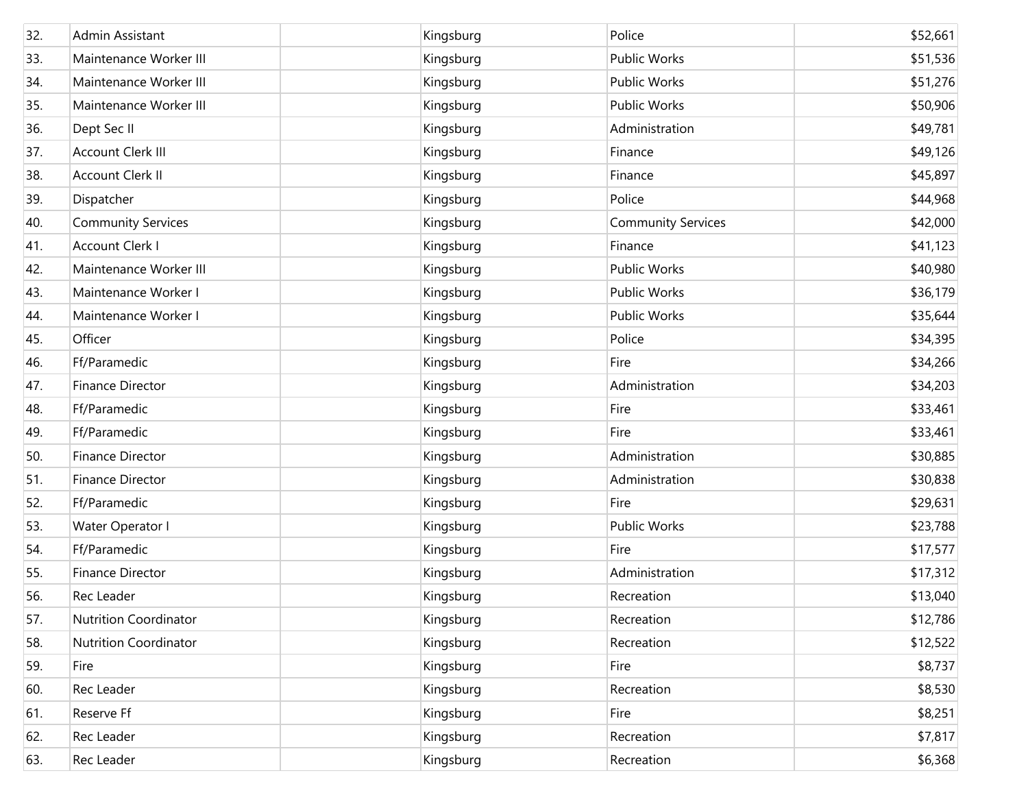| | | | | | |
|---|---|---|---|---|---|
| 32. | Admin Assistant | | Kingsburg | Police | $52,661 |
| 33. | Maintenance Worker III | | Kingsburg | Public Works | $51,536 |
| 34. | Maintenance Worker III | | Kingsburg | Public Works | $51,276 |
| 35. | Maintenance Worker III | | Kingsburg | Public Works | $50,906 |
| 36. | Dept Sec II | | Kingsburg | Administration | $49,781 |
| 37. | Account Clerk III | | Kingsburg | Finance | $49,126 |
| 38. | Account Clerk II | | Kingsburg | Finance | $45,897 |
| 39. | Dispatcher | | Kingsburg | Police | $44,968 |
| 40. | Community Services | | Kingsburg | Community Services | $42,000 |
| 41. | Account Clerk I | | Kingsburg | Finance | $41,123 |
| 42. | Maintenance Worker III | | Kingsburg | Public Works | $40,980 |
| 43. | Maintenance Worker I | | Kingsburg | Public Works | $36,179 |
| 44. | Maintenance Worker I | | Kingsburg | Public Works | $35,644 |
| 45. | Officer | | Kingsburg | Police | $34,395 |
| 46. | Ff/Paramedic | | Kingsburg | Fire | $34,266 |
| 47. | Finance Director | | Kingsburg | Administration | $34,203 |
| 48. | Ff/Paramedic | | Kingsburg | Fire | $33,461 |
| 49. | Ff/Paramedic | | Kingsburg | Fire | $33,461 |
| 50. | Finance Director | | Kingsburg | Administration | $30,885 |
| 51. | Finance Director | | Kingsburg | Administration | $30,838 |
| 52. | Ff/Paramedic | | Kingsburg | Fire | $29,631 |
| 53. | Water Operator I | | Kingsburg | Public Works | $23,788 |
| 54. | Ff/Paramedic | | Kingsburg | Fire | $17,577 |
| 55. | Finance Director | | Kingsburg | Administration | $17,312 |
| 56. | Rec Leader | | Kingsburg | Recreation | $13,040 |
| 57. | Nutrition Coordinator | | Kingsburg | Recreation | $12,786 |
| 58. | Nutrition Coordinator | | Kingsburg | Recreation | $12,522 |
| 59. | Fire | | Kingsburg | Fire | $8,737 |
| 60. | Rec Leader | | Kingsburg | Recreation | $8,530 |
| 61. | Reserve Ff | | Kingsburg | Fire | $8,251 |
| 62. | Rec Leader | | Kingsburg | Recreation | $7,817 |
| 63. | Rec Leader | | Kingsburg | Recreation | $6,368 |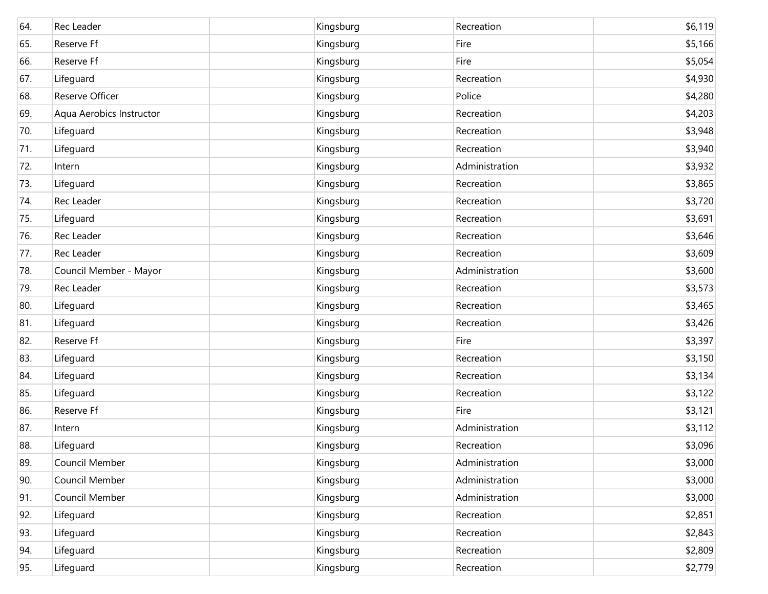| | | | | | |
|---|---|---|---|---|---|
| 64. | Rec Leader | | Kingsburg | Recreation | $6,119 |
| 65. | Reserve Ff | | Kingsburg | Fire | $5,166 |
| 66. | Reserve Ff | | Kingsburg | Fire | $5,054 |
| 67. | Lifeguard | | Kingsburg | Recreation | $4,930 |
| 68. | Reserve Officer | | Kingsburg | Police | $4,280 |
| 69. | Aqua Aerobics Instructor | | Kingsburg | Recreation | $4,203 |
| 70. | Lifeguard | | Kingsburg | Recreation | $3,948 |
| 71. | Lifeguard | | Kingsburg | Recreation | $3,940 |
| 72. | Intern | | Kingsburg | Administration | $3,932 |
| 73. | Lifeguard | | Kingsburg | Recreation | $3,865 |
| 74. | Rec Leader | | Kingsburg | Recreation | $3,720 |
| 75. | Lifeguard | | Kingsburg | Recreation | $3,691 |
| 76. | Rec Leader | | Kingsburg | Recreation | $3,646 |
| 77. | Rec Leader | | Kingsburg | Recreation | $3,609 |
| 78. | Council Member - Mayor | | Kingsburg | Administration | $3,600 |
| 79. | Rec Leader | | Kingsburg | Recreation | $3,573 |
| 80. | Lifeguard | | Kingsburg | Recreation | $3,465 |
| 81. | Lifeguard | | Kingsburg | Recreation | $3,426 |
| 82. | Reserve Ff | | Kingsburg | Fire | $3,397 |
| 83. | Lifeguard | | Kingsburg | Recreation | $3,150 |
| 84. | Lifeguard | | Kingsburg | Recreation | $3,134 |
| 85. | Lifeguard | | Kingsburg | Recreation | $3,122 |
| 86. | Reserve Ff | | Kingsburg | Fire | $3,121 |
| 87. | Intern | | Kingsburg | Administration | $3,112 |
| 88. | Lifeguard | | Kingsburg | Recreation | $3,096 |
| 89. | Council Member | | Kingsburg | Administration | $3,000 |
| 90. | Council Member | | Kingsburg | Administration | $3,000 |
| 91. | Council Member | | Kingsburg | Administration | $3,000 |
| 92. | Lifeguard | | Kingsburg | Recreation | $2,851 |
| 93. | Lifeguard | | Kingsburg | Recreation | $2,843 |
| 94. | Lifeguard | | Kingsburg | Recreation | $2,809 |
| 95. | Lifeguard | | Kingsburg | Recreation | $2,779 |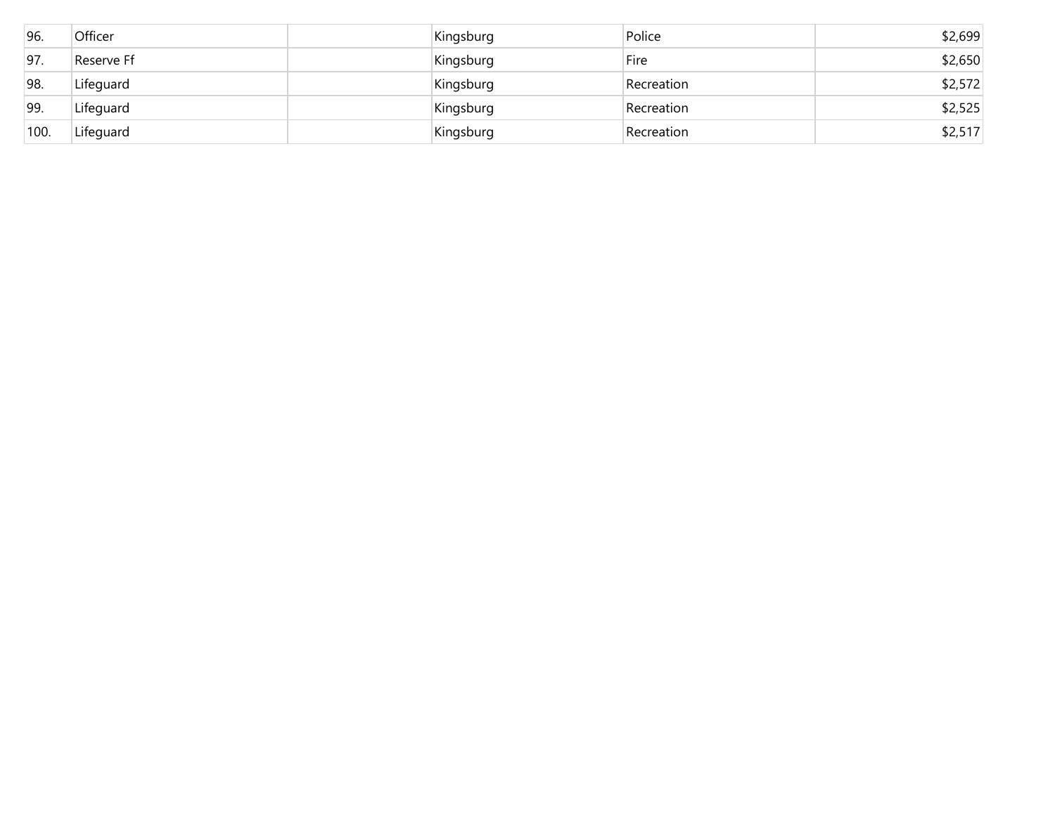| | | | | | |
|---|---|---|---|---|---|
| 96. | Officer | | Kingsburg | Police | $2,699 |
| 97. | Reserve Ff | | Kingsburg | Fire | $2,650 |
| 98. | Lifeguard | | Kingsburg | Recreation | $2,572 |
| 99. | Lifeguard | | Kingsburg | Recreation | $2,525 |
| 100. | Lifeguard | | Kingsburg | Recreation | $2,517 |